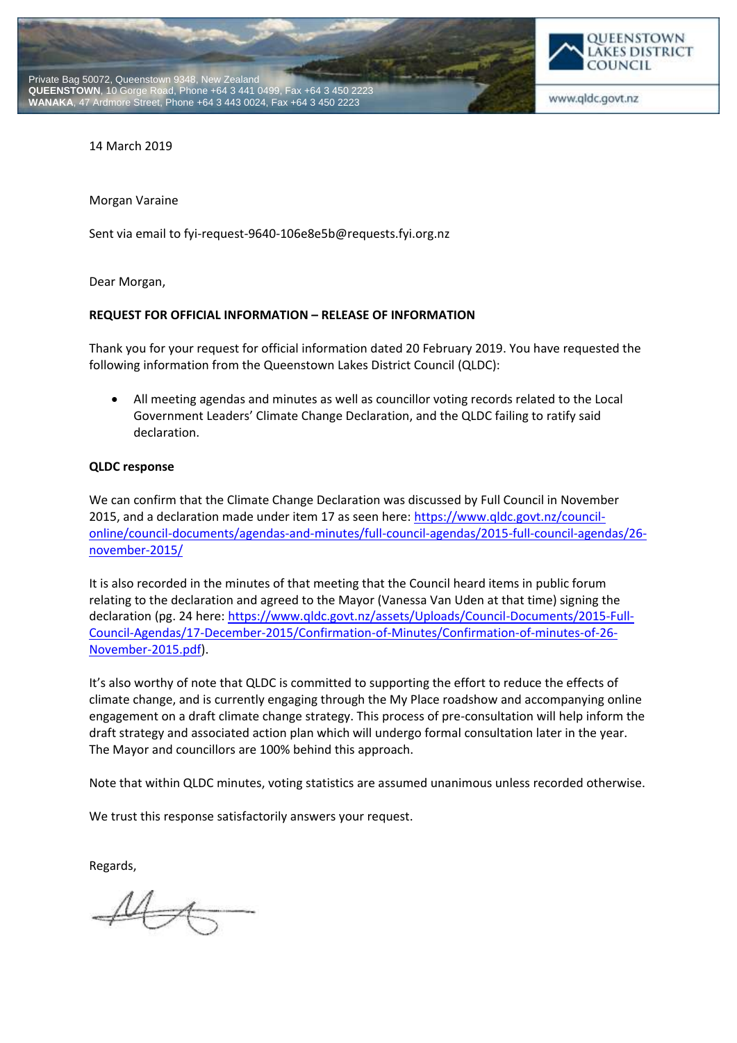Private Bag 50072, Queenstown 9348, New Zealand
**QUEENSTOWN**, 10 Gorge Road, Phone +64 3 441 0499, Fax +64 3 450 2223
**WANAKA**, 47 Ardmore Street, Phone +64 3 443 0024, Fax +64 3 450 2223

QUEENSTOWN LAKES DISTRICT COUNCIL
www.qldc.govt.nz

14 March 2019

Morgan Varaine

Sent via email to fyi-request-9640-106e8e5b@requests.fyi.org.nz

Dear Morgan,

**REQUEST FOR OFFICIAL INFORMATION – RELEASE OF INFORMATION**

Thank you for your request for official information dated 20 February 2019. You have requested the following information from the Queenstown Lakes District Council (QLDC):

- All meeting agendas and minutes as well as councillor voting records related to the Local Government Leaders' Climate Change Declaration, and the QLDC failing to ratify said declaration.

**QLDC response**

We can confirm that the Climate Change Declaration was discussed by Full Council in November 2015, and a declaration made under item 17 as seen here: https://www.qldc.govt.nz/council-online/council-documents/agendas-and-minutes/full-council-agendas/2015-full-council-agendas/26-november-2015/

It is also recorded in the minutes of that meeting that the Council heard items in public forum relating to the declaration and agreed to the Mayor (Vanessa Van Uden at that time) signing the declaration (pg. 24 here: https://www.qldc.govt.nz/assets/Uploads/Council-Documents/2015-Full-Council-Agendas/17-December-2015/Confirmation-of-Minutes/Confirmation-of-minutes-of-26-November-2015.pdf).

It's also worthy of note that QLDC is committed to supporting the effort to reduce the effects of climate change, and is currently engaging through the My Place roadshow and accompanying online engagement on a draft climate change strategy. This process of pre-consultation will help inform the draft strategy and associated action plan which will undergo formal consultation later in the year. The Mayor and councillors are 100% behind this approach.

Note that within QLDC minutes, voting statistics are assumed unanimous unless recorded otherwise.

We trust this response satisfactorily answers your request.

Regards,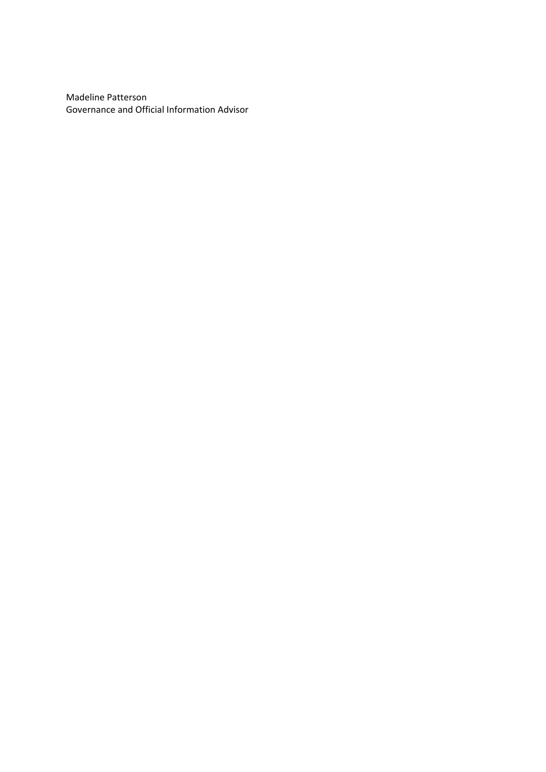Madeline Patterson
Governance and Official Information Advisor